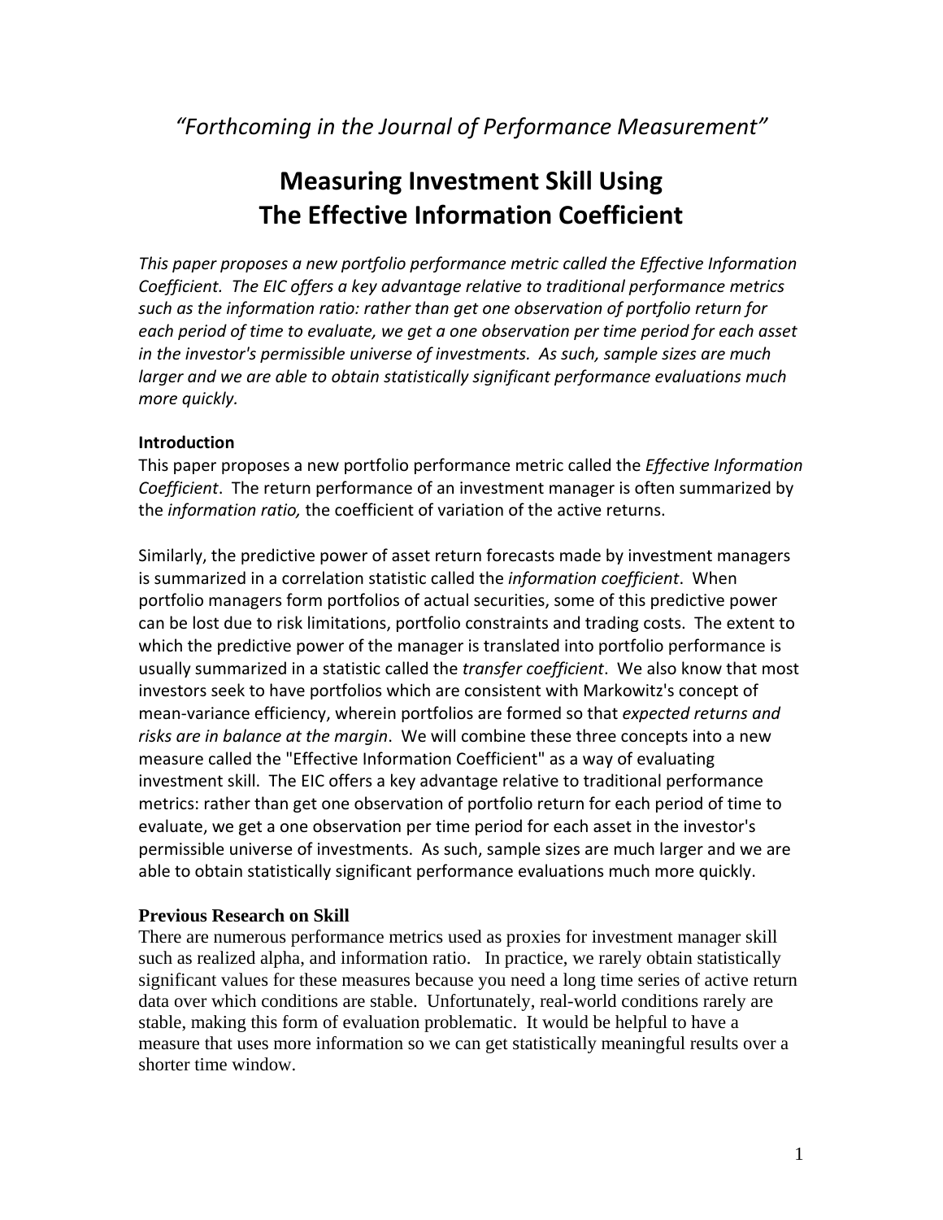*"Forthcoming in the Journal of Performance Measurement"*

# Measuring Investment Skill Using The Effective Information Coefficient

*This paper proposes a new portfolio performance metric called the Effective Information Coefficient. The EIC offers a key advantage relative to traditional performance metrics such as the information ratio: rather than get one observation of portfolio return for each period of time to evaluate, we get a one observation per time period for each asset in the investor's permissible universe of investments. As such, sample sizes are much larger and we are able to obtain statistically significant performance evaluations much more quickly.*

### Introduction

This paper proposes a new portfolio performance metric called the *Effective Information Coefficient*. The return performance of an investment manager is often summarized by the *information ratio,* the coefficient of variation of the active returns.

Similarly, the predictive power of asset return forecasts made by investment managers is summarized in a correlation statistic called the *information coefficient*. When portfolio managers form portfolios of actual securities, some of this predictive power can be lost due to risk limitations, portfolio constraints and trading costs. The extent to which the predictive power of the manager is translated into portfolio performance is usually summarized in a statistic called the *transfer coefficient*. We also know that most investors seek to have portfolios which are consistent with Markowitz's concept of mean-variance efficiency, wherein portfolios are formed so that *expected returns and risks are in balance at the margin*. We will combine these three concepts into a new measure called the "Effective Information Coefficient" as a way of evaluating investment skill. The EIC offers a key advantage relative to traditional performance metrics: rather than get one observation of portfolio return for each period of time to evaluate, we get a one observation per time period for each asset in the investor's permissible universe of investments. As such, sample sizes are much larger and we are able to obtain statistically significant performance evaluations much more quickly.

### Previous Research on Skill

There are numerous performance metrics used as proxies for investment manager skill such as realized alpha, and information ratio. In practice, we rarely obtain statistically significant values for these measures because you need a long time series of active return data over which conditions are stable. Unfortunately, real-world conditions rarely are stable, making this form of evaluation problematic. It would be helpful to have a measure that uses more information so we can get statistically meaningful results over a shorter time window.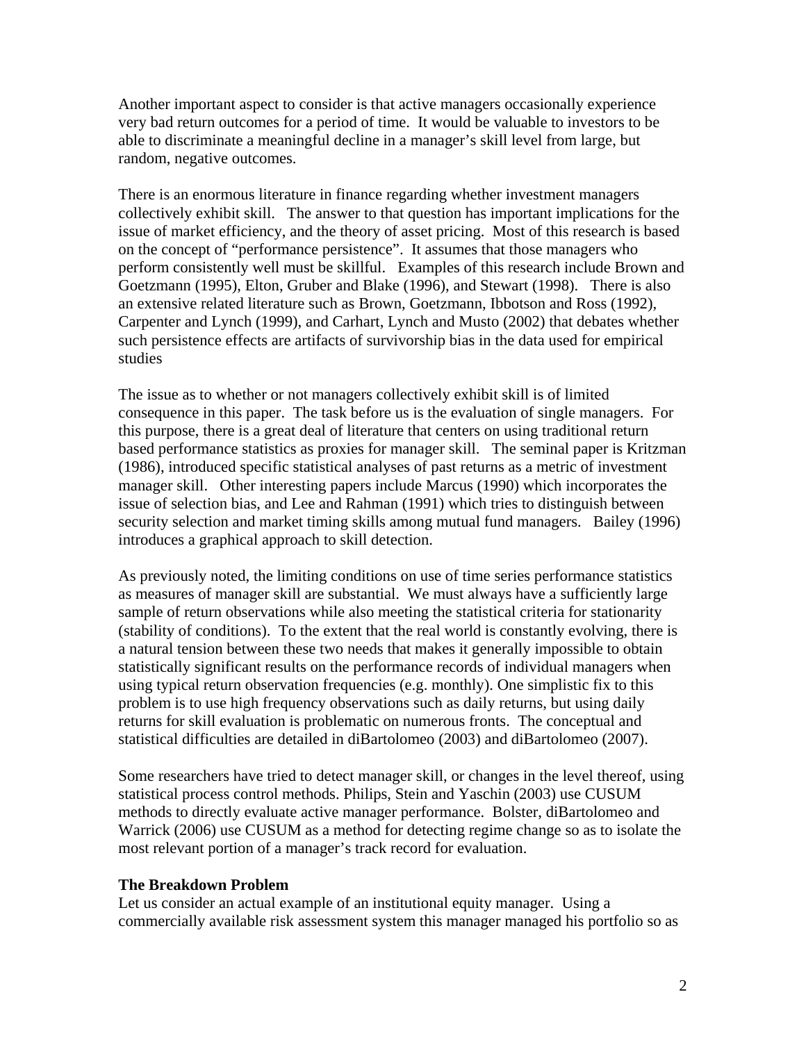Another important aspect to consider is that active managers occasionally experience very bad return outcomes for a period of time. It would be valuable to investors to be able to discriminate a meaningful decline in a manager's skill level from large, but random, negative outcomes.

There is an enormous literature in finance regarding whether investment managers collectively exhibit skill. The answer to that question has important implications for the issue of market efficiency, and the theory of asset pricing. Most of this research is based on the concept of "performance persistence". It assumes that those managers who perform consistently well must be skillful. Examples of this research include Brown and Goetzmann (1995), Elton, Gruber and Blake (1996), and Stewart (1998). There is also an extensive related literature such as Brown, Goetzmann, Ibbotson and Ross (1992), Carpenter and Lynch (1999), and Carhart, Lynch and Musto (2002) that debates whether such persistence effects are artifacts of survivorship bias in the data used for empirical studies

The issue as to whether or not managers collectively exhibit skill is of limited consequence in this paper. The task before us is the evaluation of single managers. For this purpose, there is a great deal of literature that centers on using traditional return based performance statistics as proxies for manager skill. The seminal paper is Kritzman (1986), introduced specific statistical analyses of past returns as a metric of investment manager skill. Other interesting papers include Marcus (1990) which incorporates the issue of selection bias, and Lee and Rahman (1991) which tries to distinguish between security selection and market timing skills among mutual fund managers. Bailey (1996) introduces a graphical approach to skill detection.

As previously noted, the limiting conditions on use of time series performance statistics as measures of manager skill are substantial. We must always have a sufficiently large sample of return observations while also meeting the statistical criteria for stationarity (stability of conditions). To the extent that the real world is constantly evolving, there is a natural tension between these two needs that makes it generally impossible to obtain statistically significant results on the performance records of individual managers when using typical return observation frequencies (e.g. monthly). One simplistic fix to this problem is to use high frequency observations such as daily returns, but using daily returns for skill evaluation is problematic on numerous fronts. The conceptual and statistical difficulties are detailed in diBartolomeo (2003) and diBartolomeo (2007).

Some researchers have tried to detect manager skill, or changes in the level thereof, using statistical process control methods. Philips, Stein and Yaschin (2003) use CUSUM methods to directly evaluate active manager performance. Bolster, diBartolomeo and Warrick (2006) use CUSUM as a method for detecting regime change so as to isolate the most relevant portion of a manager's track record for evaluation.

**The Breakdown Problem**

Let us consider an actual example of an institutional equity manager. Using a commercially available risk assessment system this manager managed his portfolio so as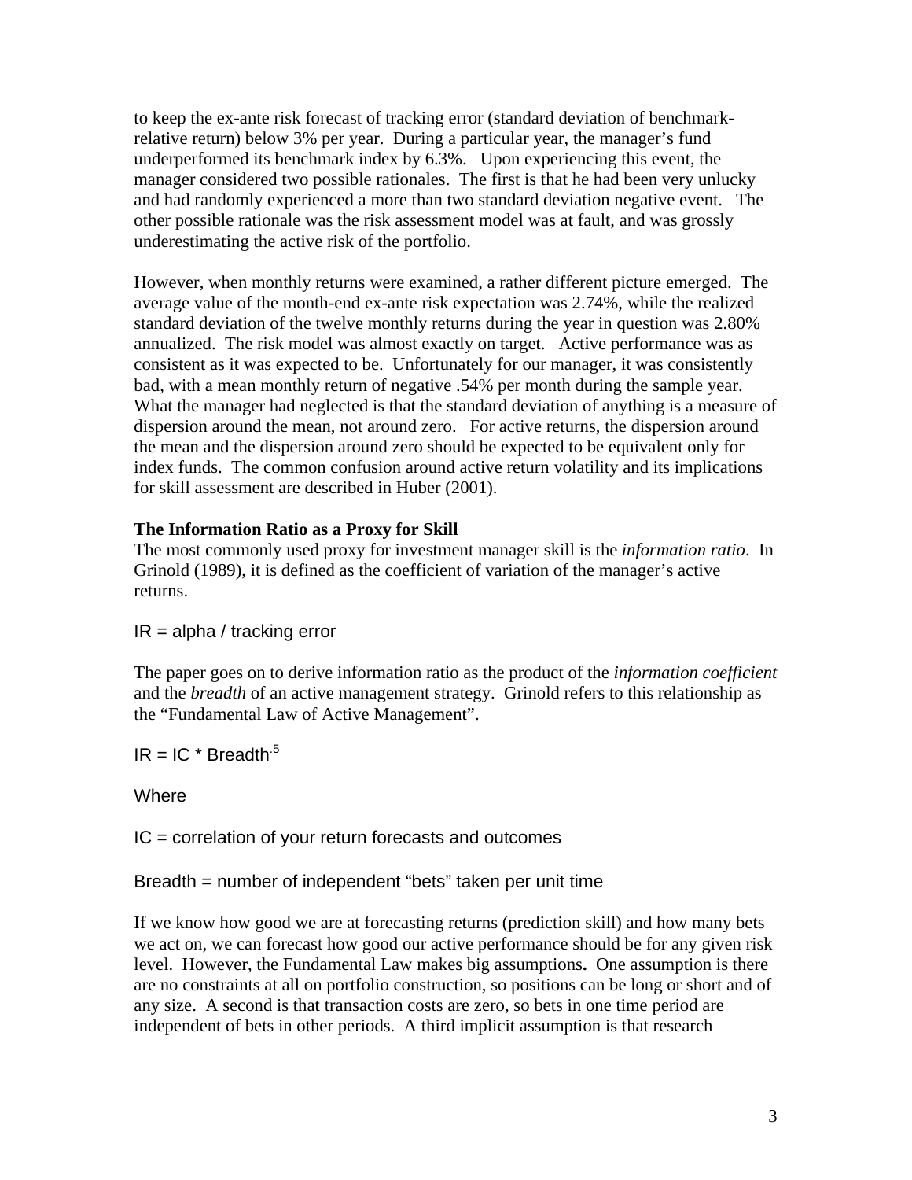to keep the ex-ante risk forecast of tracking error (standard deviation of benchmark-relative return) below 3% per year. During a particular year, the manager's fund underperformed its benchmark index by 6.3%. Upon experiencing this event, the manager considered two possible rationales. The first is that he had been very unlucky and had randomly experienced a more than two standard deviation negative event. The other possible rationale was the risk assessment model was at fault, and was grossly underestimating the active risk of the portfolio.

However, when monthly returns were examined, a rather different picture emerged. The average value of the month-end ex-ante risk expectation was 2.74%, while the realized standard deviation of the twelve monthly returns during the year in question was 2.80% annualized. The risk model was almost exactly on target. Active performance was as consistent as it was expected to be. Unfortunately for our manager, it was consistently bad, with a mean monthly return of negative .54% per month during the sample year. What the manager had neglected is that the standard deviation of anything is a measure of dispersion around the mean, not around zero. For active returns, the dispersion around the mean and the dispersion around zero should be expected to be equivalent only for index funds. The common confusion around active return volatility and its implications for skill assessment are described in Huber (2001).

**The Information Ratio as a Proxy for Skill**

The most commonly used proxy for investment manager skill is the *information ratio*. In Grinold (1989), it is defined as the coefficient of variation of the manager's active returns.

IR = alpha / tracking error

The paper goes on to derive information ratio as the product of the *information coefficient* and the *breadth* of an active management strategy. Grinold refers to this relationship as the "Fundamental Law of Active Management".

$IR = IC * Breadth^{.5}$

Where

IC = correlation of your return forecasts and outcomes

Breadth = number of independent "bets" taken per unit time

If we know how good we are at forecasting returns (prediction skill) and how many bets we act on, we can forecast how good our active performance should be for any given risk level. However, the Fundamental Law makes big assumptions**.** One assumption is there are no constraints at all on portfolio construction, so positions can be long or short and of any size. A second is that transaction costs are zero, so bets in one time period are independent of bets in other periods. A third implicit assumption is that research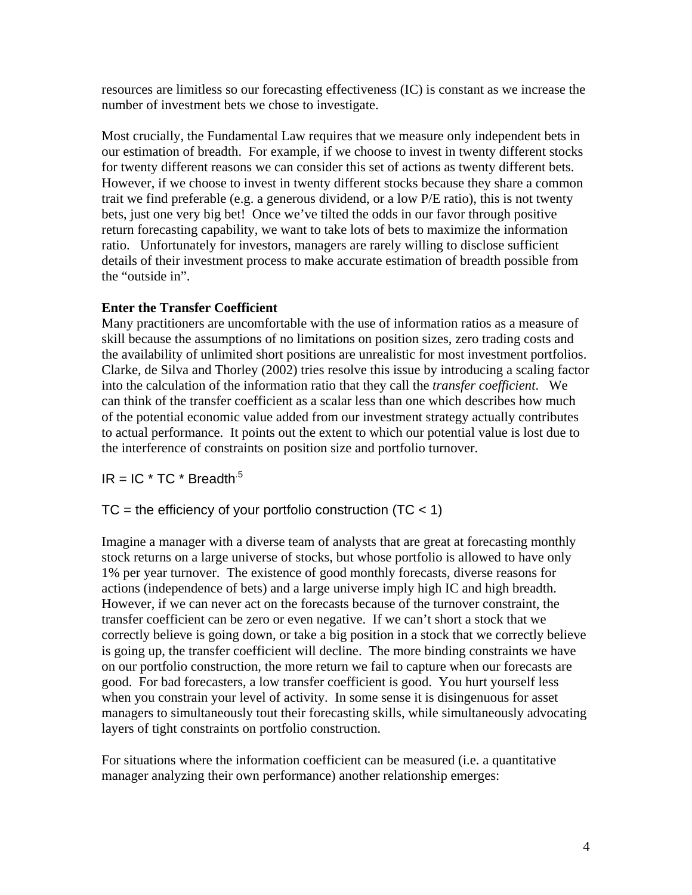resources are limitless so our forecasting effectiveness (IC) is constant as we increase the number of investment bets we chose to investigate.

Most crucially, the Fundamental Law requires that we measure only independent bets in our estimation of breadth. For example, if we choose to invest in twenty different stocks for twenty different reasons we can consider this set of actions as twenty different bets. However, if we choose to invest in twenty different stocks because they share a common trait we find preferable (e.g. a generous dividend, or a low P/E ratio), this is not twenty bets, just one very big bet! Once we've tilted the odds in our favor through positive return forecasting capability, we want to take lots of bets to maximize the information ratio. Unfortunately for investors, managers are rarely willing to disclose sufficient details of their investment process to make accurate estimation of breadth possible from the "outside in".

**Enter the Transfer Coefficient**

Many practitioners are uncomfortable with the use of information ratios as a measure of skill because the assumptions of no limitations on position sizes, zero trading costs and the availability of unlimited short positions are unrealistic for most investment portfolios. Clarke, de Silva and Thorley (2002) tries resolve this issue by introducing a scaling factor into the calculation of the information ratio that they call the *transfer coefficient*. We can think of the transfer coefficient as a scalar less than one which describes how much of the potential economic value added from our investment strategy actually contributes to actual performance. It points out the extent to which our potential value is lost due to the interference of constraints on position size and portfolio turnover.

$IR = IC * TC * Breadth^{.5}$

TC = the efficiency of your portfolio construction ($TC < 1$)

Imagine a manager with a diverse team of analysts that are great at forecasting monthly stock returns on a large universe of stocks, but whose portfolio is allowed to have only 1% per year turnover. The existence of good monthly forecasts, diverse reasons for actions (independence of bets) and a large universe imply high IC and high breadth. However, if we can never act on the forecasts because of the turnover constraint, the transfer coefficient can be zero or even negative. If we can't short a stock that we correctly believe is going down, or take a big position in a stock that we correctly believe is going up, the transfer coefficient will decline. The more binding constraints we have on our portfolio construction, the more return we fail to capture when our forecasts are good. For bad forecasters, a low transfer coefficient is good. You hurt yourself less when you constrain your level of activity. In some sense it is disingenuous for asset managers to simultaneously tout their forecasting skills, while simultaneously advocating layers of tight constraints on portfolio construction.

For situations where the information coefficient can be measured (i.e. a quantitative manager analyzing their own performance) another relationship emerges: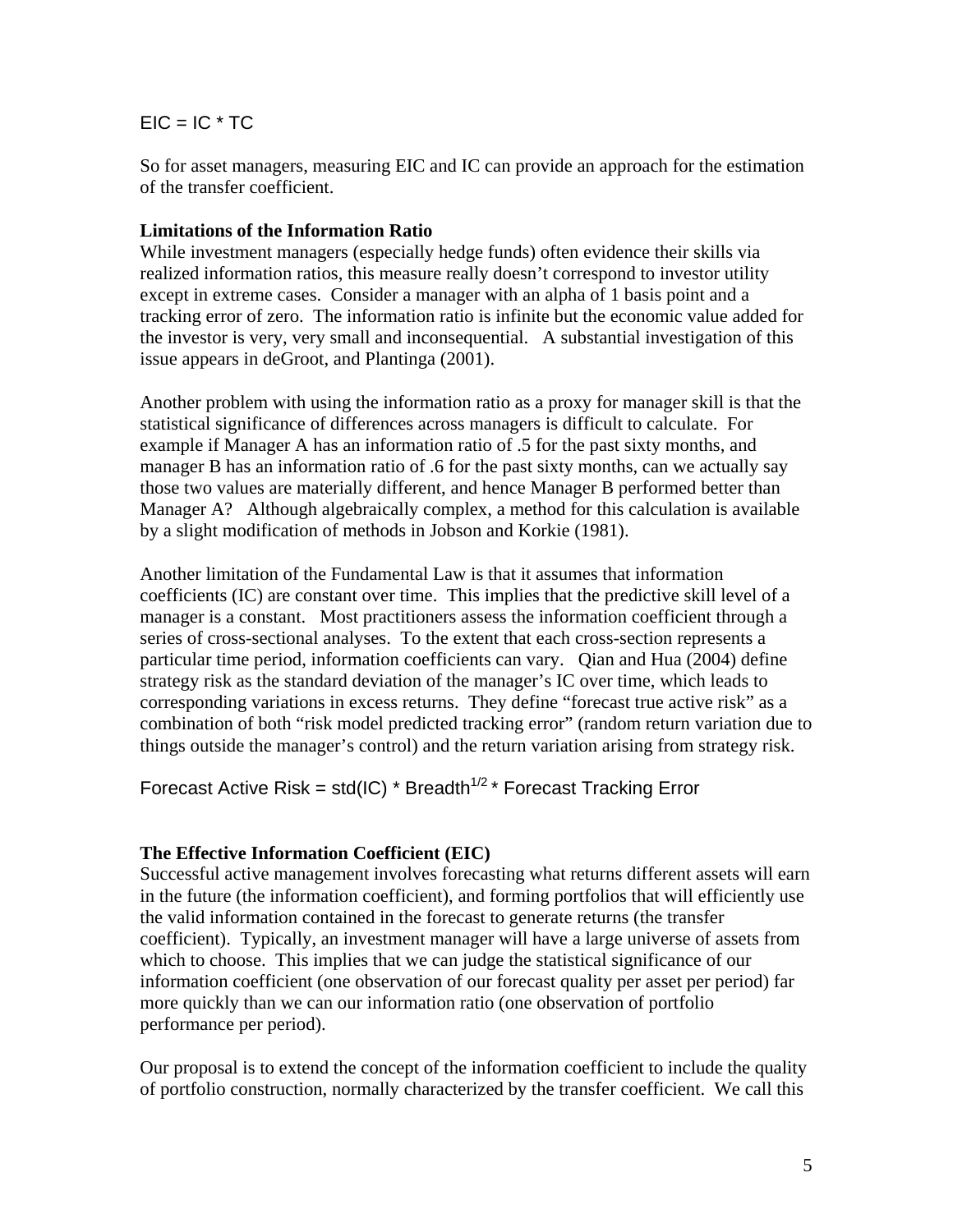$$EIC = IC * TC$$

So for asset managers, measuring EIC and IC can provide an approach for the estimation of the transfer coefficient.

**Limitations of the Information Ratio**

While investment managers (especially hedge funds) often evidence their skills via realized information ratios, this measure really doesn't correspond to investor utility except in extreme cases. Consider a manager with an alpha of 1 basis point and a tracking error of zero. The information ratio is infinite but the economic value added for the investor is very, very small and inconsequential. A substantial investigation of this issue appears in deGroot, and Plantinga (2001).

Another problem with using the information ratio as a proxy for manager skill is that the statistical significance of differences across managers is difficult to calculate. For example if Manager A has an information ratio of .5 for the past sixty months, and manager B has an information ratio of .6 for the past sixty months, can we actually say those two values are materially different, and hence Manager B performed better than Manager A? Although algebraically complex, a method for this calculation is available by a slight modification of methods in Jobson and Korkie (1981).

Another limitation of the Fundamental Law is that it assumes that information coefficients (IC) are constant over time. This implies that the predictive skill level of a manager is a constant. Most practitioners assess the information coefficient through a series of cross-sectional analyses. To the extent that each cross-section represents a particular time period, information coefficients can vary. Qian and Hua (2004) define strategy risk as the standard deviation of the manager's IC over time, which leads to corresponding variations in excess returns. They define "forecast true active risk" as a combination of both "risk model predicted tracking error" (random return variation due to things outside the manager's control) and the return variation arising from strategy risk.

$$\text{Forecast Active Risk} = \text{std(IC)} * \text{Breadth}^{1/2} * \text{Forecast Tracking Error}$$

**The Effective Information Coefficient (EIC)**

Successful active management involves forecasting what returns different assets will earn in the future (the information coefficient), and forming portfolios that will efficiently use the valid information contained in the forecast to generate returns (the transfer coefficient). Typically, an investment manager will have a large universe of assets from which to choose. This implies that we can judge the statistical significance of our information coefficient (one observation of our forecast quality per asset per period) far more quickly than we can our information ratio (one observation of portfolio performance per period).

Our proposal is to extend the concept of the information coefficient to include the quality of portfolio construction, normally characterized by the transfer coefficient. We call this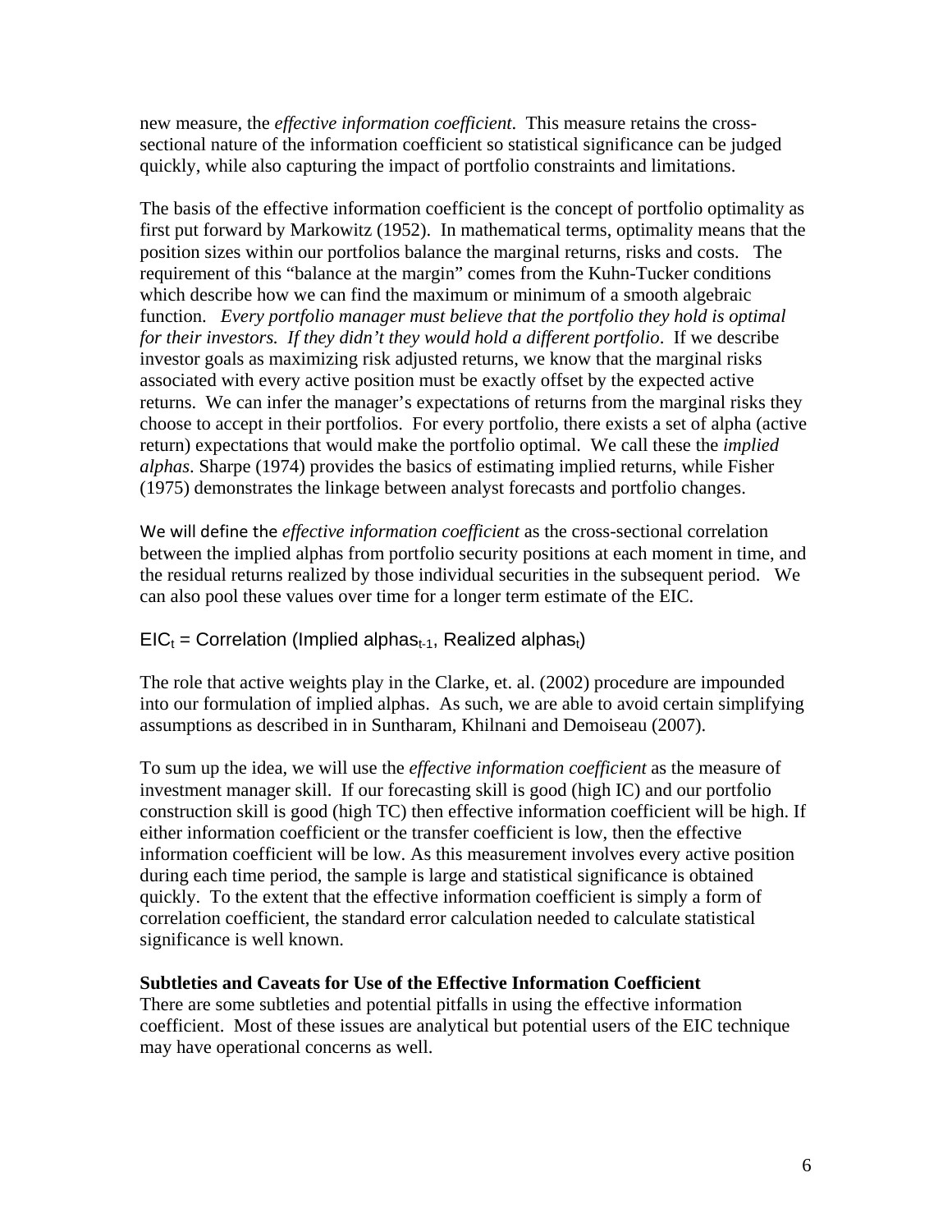new measure, the *effective information coefficient*. This measure retains the cross-sectional nature of the information coefficient so statistical significance can be judged quickly, while also capturing the impact of portfolio constraints and limitations.

The basis of the effective information coefficient is the concept of portfolio optimality as first put forward by Markowitz (1952). In mathematical terms, optimality means that the position sizes within our portfolios balance the marginal returns, risks and costs. The requirement of this "balance at the margin" comes from the Kuhn-Tucker conditions which describe how we can find the maximum or minimum of a smooth algebraic function. *Every portfolio manager must believe that the portfolio they hold is optimal for their investors. If they didn't they would hold a different portfolio*. If we describe investor goals as maximizing risk adjusted returns, we know that the marginal risks associated with every active position must be exactly offset by the expected active returns. We can infer the manager's expectations of returns from the marginal risks they choose to accept in their portfolios. For every portfolio, there exists a set of alpha (active return) expectations that would make the portfolio optimal. We call these the *implied alphas*. Sharpe (1974) provides the basics of estimating implied returns, while Fisher (1975) demonstrates the linkage between analyst forecasts and portfolio changes.

We will define the *effective information coefficient* as the cross-sectional correlation between the implied alphas from portfolio security positions at each moment in time, and the residual returns realized by those individual securities in the subsequent period. We can also pool these values over time for a longer term estimate of the EIC.

$$EIC_t = \text{Correlation (Implied alphas}_{t-1}\text{, Realized alphas}_t\text{)}$$

The role that active weights play in the Clarke, et. al. (2002) procedure are impounded into our formulation of implied alphas. As such, we are able to avoid certain simplifying assumptions as described in in Suntharam, Khilnani and Demoiseau (2007).

To sum up the idea, we will use the *effective information coefficient* as the measure of investment manager skill. If our forecasting skill is good (high IC) and our portfolio construction skill is good (high TC) then effective information coefficient will be high. If either information coefficient or the transfer coefficient is low, then the effective information coefficient will be low. As this measurement involves every active position during each time period, the sample is large and statistical significance is obtained quickly. To the extent that the effective information coefficient is simply a form of correlation coefficient, the standard error calculation needed to calculate statistical significance is well known.

**Subtleties and Caveats for Use of the Effective Information Coefficient**

There are some subtleties and potential pitfalls in using the effective information coefficient. Most of these issues are analytical but potential users of the EIC technique may have operational concerns as well.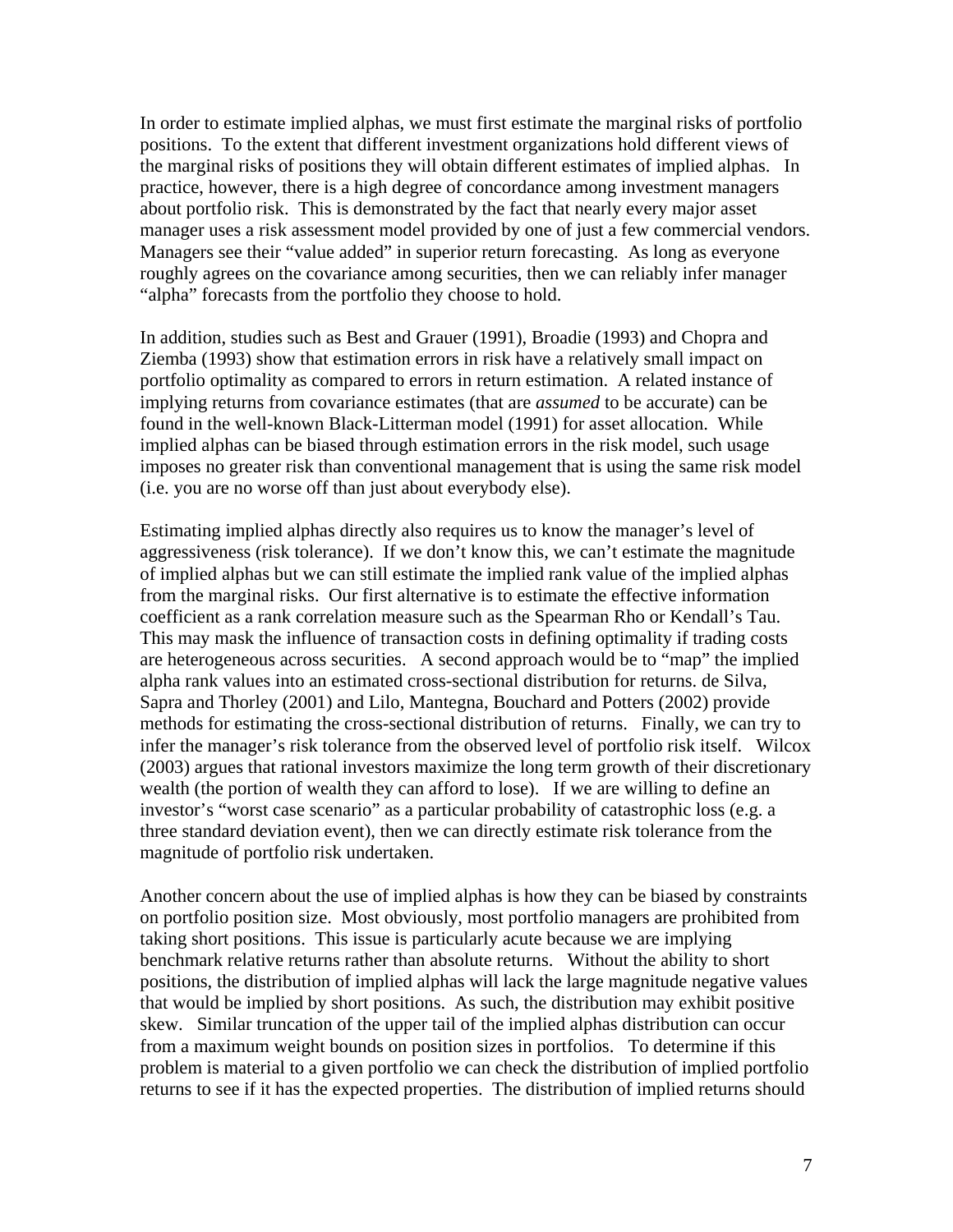In order to estimate implied alphas, we must first estimate the marginal risks of portfolio positions. To the extent that different investment organizations hold different views of the marginal risks of positions they will obtain different estimates of implied alphas. In practice, however, there is a high degree of concordance among investment managers about portfolio risk. This is demonstrated by the fact that nearly every major asset manager uses a risk assessment model provided by one of just a few commercial vendors. Managers see their "value added" in superior return forecasting. As long as everyone roughly agrees on the covariance among securities, then we can reliably infer manager "alpha" forecasts from the portfolio they choose to hold.

In addition, studies such as Best and Grauer (1991), Broadie (1993) and Chopra and Ziemba (1993) show that estimation errors in risk have a relatively small impact on portfolio optimality as compared to errors in return estimation. A related instance of implying returns from covariance estimates (that are *assumed* to be accurate) can be found in the well-known Black-Litterman model (1991) for asset allocation. While implied alphas can be biased through estimation errors in the risk model, such usage imposes no greater risk than conventional management that is using the same risk model (i.e. you are no worse off than just about everybody else).

Estimating implied alphas directly also requires us to know the manager's level of aggressiveness (risk tolerance). If we don't know this, we can't estimate the magnitude of implied alphas but we can still estimate the implied rank value of the implied alphas from the marginal risks. Our first alternative is to estimate the effective information coefficient as a rank correlation measure such as the Spearman Rho or Kendall's Tau. This may mask the influence of transaction costs in defining optimality if trading costs are heterogeneous across securities. A second approach would be to "map" the implied alpha rank values into an estimated cross-sectional distribution for returns. de Silva, Sapra and Thorley (2001) and Lilo, Mantegna, Bouchard and Potters (2002) provide methods for estimating the cross-sectional distribution of returns. Finally, we can try to infer the manager's risk tolerance from the observed level of portfolio risk itself. Wilcox (2003) argues that rational investors maximize the long term growth of their discretionary wealth (the portion of wealth they can afford to lose). If we are willing to define an investor's "worst case scenario" as a particular probability of catastrophic loss (e.g. a three standard deviation event), then we can directly estimate risk tolerance from the magnitude of portfolio risk undertaken.

Another concern about the use of implied alphas is how they can be biased by constraints on portfolio position size. Most obviously, most portfolio managers are prohibited from taking short positions. This issue is particularly acute because we are implying benchmark relative returns rather than absolute returns. Without the ability to short positions, the distribution of implied alphas will lack the large magnitude negative values that would be implied by short positions. As such, the distribution may exhibit positive skew. Similar truncation of the upper tail of the implied alphas distribution can occur from a maximum weight bounds on position sizes in portfolios. To determine if this problem is material to a given portfolio we can check the distribution of implied portfolio returns to see if it has the expected properties. The distribution of implied returns should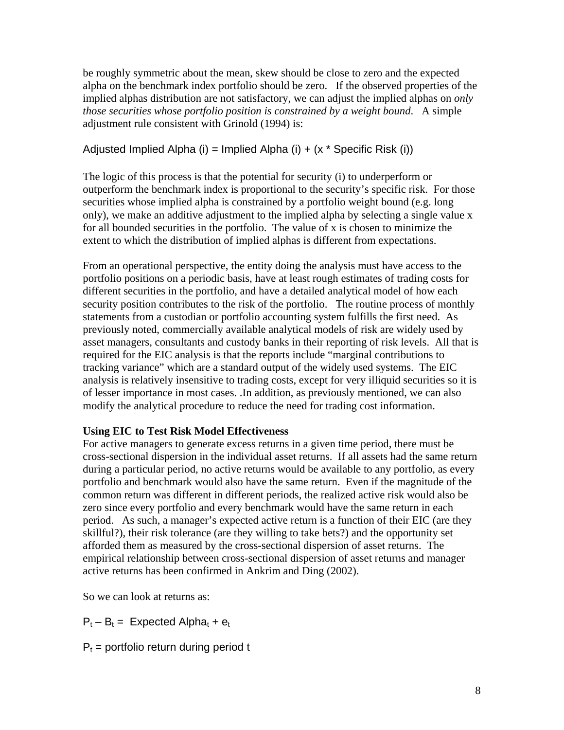be roughly symmetric about the mean, skew should be close to zero and the expected alpha on the benchmark index portfolio should be zero. If the observed properties of the implied alphas distribution are not satisfactory, we can adjust the implied alphas on *only those securities whose portfolio position is constrained by a weight bound*. A simple adjustment rule consistent with Grinold (1994) is:

Adjusted Implied Alpha (i) = Implied Alpha (i) + (x * Specific Risk (i))

The logic of this process is that the potential for security (i) to underperform or outperform the benchmark index is proportional to the security's specific risk. For those securities whose implied alpha is constrained by a portfolio weight bound (e.g. long only), we make an additive adjustment to the implied alpha by selecting a single value x for all bounded securities in the portfolio. The value of x is chosen to minimize the extent to which the distribution of implied alphas is different from expectations.

From an operational perspective, the entity doing the analysis must have access to the portfolio positions on a periodic basis, have at least rough estimates of trading costs for different securities in the portfolio, and have a detailed analytical model of how each security position contributes to the risk of the portfolio. The routine process of monthly statements from a custodian or portfolio accounting system fulfills the first need. As previously noted, commercially available analytical models of risk are widely used by asset managers, consultants and custody banks in their reporting of risk levels. All that is required for the EIC analysis is that the reports include "marginal contributions to tracking variance" which are a standard output of the widely used systems. The EIC analysis is relatively insensitive to trading costs, except for very illiquid securities so it is of lesser importance in most cases. .In addition, as previously mentioned, we can also modify the analytical procedure to reduce the need for trading cost information.

**Using EIC to Test Risk Model Effectiveness**

For active managers to generate excess returns in a given time period, there must be cross-sectional dispersion in the individual asset returns. If all assets had the same return during a particular period, no active returns would be available to any portfolio, as every portfolio and benchmark would also have the same return. Even if the magnitude of the common return was different in different periods, the realized active risk would also be zero since every portfolio and every benchmark would have the same return in each period. As such, a manager's expected active return is a function of their EIC (are they skillful?), their risk tolerance (are they willing to take bets?) and the opportunity set afforded them as measured by the cross-sectional dispersion of asset returns. The empirical relationship between cross-sectional dispersion of asset returns and manager active returns has been confirmed in Ankrim and Ding (2002).

So we can look at returns as:

$$P_t - B_t = \text{Expected Alpha}_t + e_t$$

$P_t$ = portfolio return during period t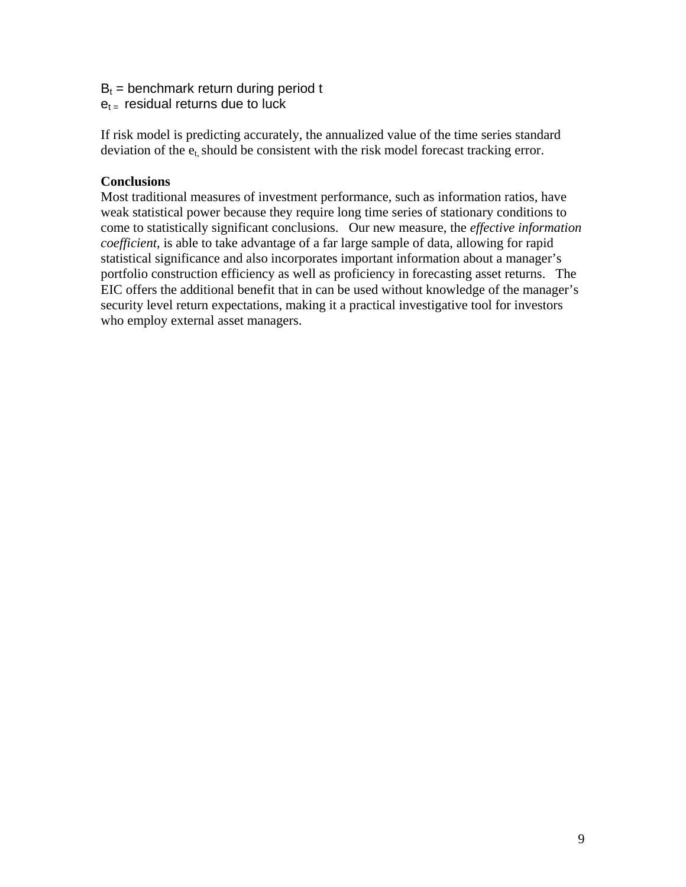$B_t$ = benchmark return during period t
$e_t$ = residual returns due to luck

If risk model is predicting accurately, the annualized value of the time series standard deviation of the $e_t$, should be consistent with the risk model forecast tracking error.

**Conclusions**

Most traditional measures of investment performance, such as information ratios, have weak statistical power because they require long time series of stationary conditions to come to statistically significant conclusions. Our new measure, the *effective information coefficient*, is able to take advantage of a far large sample of data, allowing for rapid statistical significance and also incorporates important information about a manager's portfolio construction efficiency as well as proficiency in forecasting asset returns. The EIC offers the additional benefit that in can be used without knowledge of the manager's security level return expectations, making it a practical investigative tool for investors who employ external asset managers.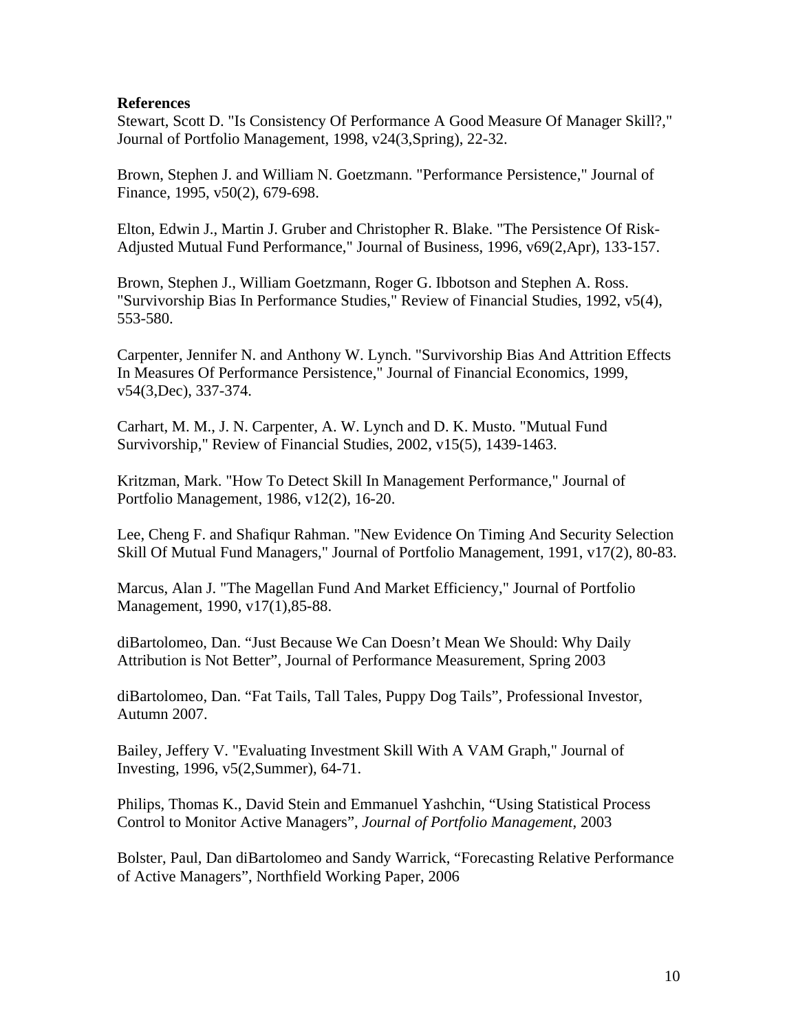**References**

Stewart, Scott D. "Is Consistency Of Performance A Good Measure Of Manager Skill?," Journal of Portfolio Management, 1998, v24(3,Spring), 22-32.

Brown, Stephen J. and William N. Goetzmann. "Performance Persistence," Journal of Finance, 1995, v50(2), 679-698.

Elton, Edwin J., Martin J. Gruber and Christopher R. Blake. "The Persistence Of Risk-Adjusted Mutual Fund Performance," Journal of Business, 1996, v69(2,Apr), 133-157.

Brown, Stephen J., William Goetzmann, Roger G. Ibbotson and Stephen A. Ross. "Survivorship Bias In Performance Studies," Review of Financial Studies, 1992, v5(4), 553-580.

Carpenter, Jennifer N. and Anthony W. Lynch. "Survivorship Bias And Attrition Effects In Measures Of Performance Persistence," Journal of Financial Economics, 1999, v54(3,Dec), 337-374.

Carhart, M. M., J. N. Carpenter, A. W. Lynch and D. K. Musto. "Mutual Fund Survivorship," Review of Financial Studies, 2002, v15(5), 1439-1463.

Kritzman, Mark. "How To Detect Skill In Management Performance," Journal of Portfolio Management, 1986, v12(2), 16-20.

Lee, Cheng F. and Shafiqur Rahman. "New Evidence On Timing And Security Selection Skill Of Mutual Fund Managers," Journal of Portfolio Management, 1991, v17(2), 80-83.

Marcus, Alan J. "The Magellan Fund And Market Efficiency," Journal of Portfolio Management, 1990, v17(1),85-88.

diBartolomeo, Dan. "Just Because We Can Doesn't Mean We Should: Why Daily Attribution is Not Better", Journal of Performance Measurement, Spring 2003

diBartolomeo, Dan. "Fat Tails, Tall Tales, Puppy Dog Tails", Professional Investor, Autumn 2007.

Bailey, Jeffery V. "Evaluating Investment Skill With A VAM Graph," Journal of Investing, 1996, v5(2,Summer), 64-71.

Philips, Thomas K., David Stein and Emmanuel Yashchin, "Using Statistical Process Control to Monitor Active Managers", *Journal of Portfolio Management*, 2003

Bolster, Paul, Dan diBartolomeo and Sandy Warrick, "Forecasting Relative Performance of Active Managers", Northfield Working Paper, 2006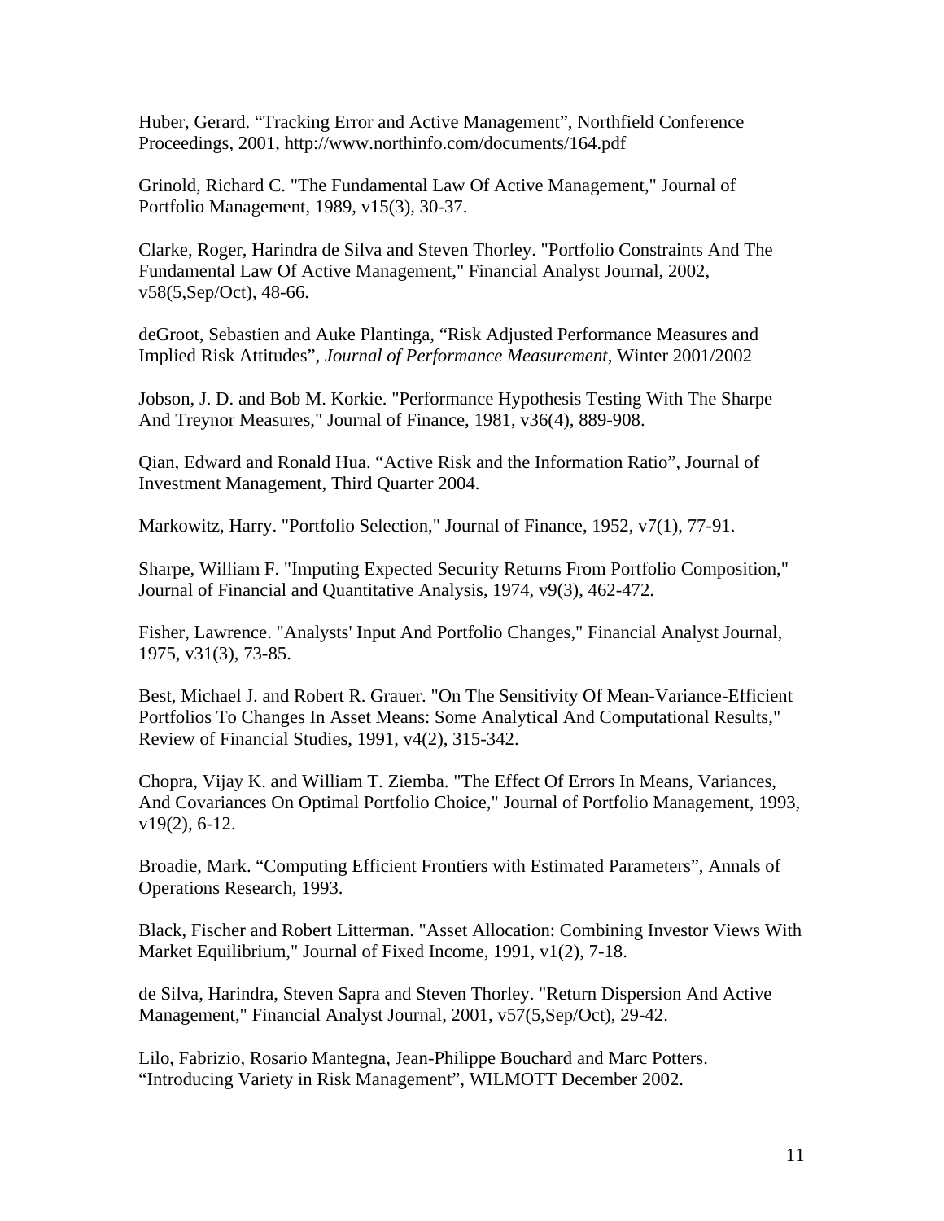Huber, Gerard. "Tracking Error and Active Management", Northfield Conference Proceedings, 2001, http://www.northinfo.com/documents/164.pdf

Grinold, Richard C. "The Fundamental Law Of Active Management," Journal of Portfolio Management, 1989, v15(3), 30-37.

Clarke, Roger, Harindra de Silva and Steven Thorley. "Portfolio Constraints And The Fundamental Law Of Active Management," Financial Analyst Journal, 2002, v58(5,Sep/Oct), 48-66.

deGroot, Sebastien and Auke Plantinga, "Risk Adjusted Performance Measures and Implied Risk Attitudes", *Journal of Performance Measurement*, Winter 2001/2002

Jobson, J. D. and Bob M. Korkie. "Performance Hypothesis Testing With The Sharpe And Treynor Measures," Journal of Finance, 1981, v36(4), 889-908.

Qian, Edward and Ronald Hua. "Active Risk and the Information Ratio", Journal of Investment Management, Third Quarter 2004.

Markowitz, Harry. "Portfolio Selection," Journal of Finance, 1952, v7(1), 77-91.

Sharpe, William F. "Imputing Expected Security Returns From Portfolio Composition," Journal of Financial and Quantitative Analysis, 1974, v9(3), 462-472.

Fisher, Lawrence. "Analysts' Input And Portfolio Changes," Financial Analyst Journal, 1975, v31(3), 73-85.

Best, Michael J. and Robert R. Grauer. "On The Sensitivity Of Mean-Variance-Efficient Portfolios To Changes In Asset Means: Some Analytical And Computational Results," Review of Financial Studies, 1991, v4(2), 315-342.

Chopra, Vijay K. and William T. Ziemba. "The Effect Of Errors In Means, Variances, And Covariances On Optimal Portfolio Choice," Journal of Portfolio Management, 1993, v19(2), 6-12.

Broadie, Mark. "Computing Efficient Frontiers with Estimated Parameters", Annals of Operations Research, 1993.

Black, Fischer and Robert Litterman. "Asset Allocation: Combining Investor Views With Market Equilibrium," Journal of Fixed Income, 1991, v1(2), 7-18.

de Silva, Harindra, Steven Sapra and Steven Thorley. "Return Dispersion And Active Management," Financial Analyst Journal, 2001, v57(5,Sep/Oct), 29-42.

Lilo, Fabrizio, Rosario Mantegna, Jean-Philippe Bouchard and Marc Potters. "Introducing Variety in Risk Management", WILMOTT December 2002.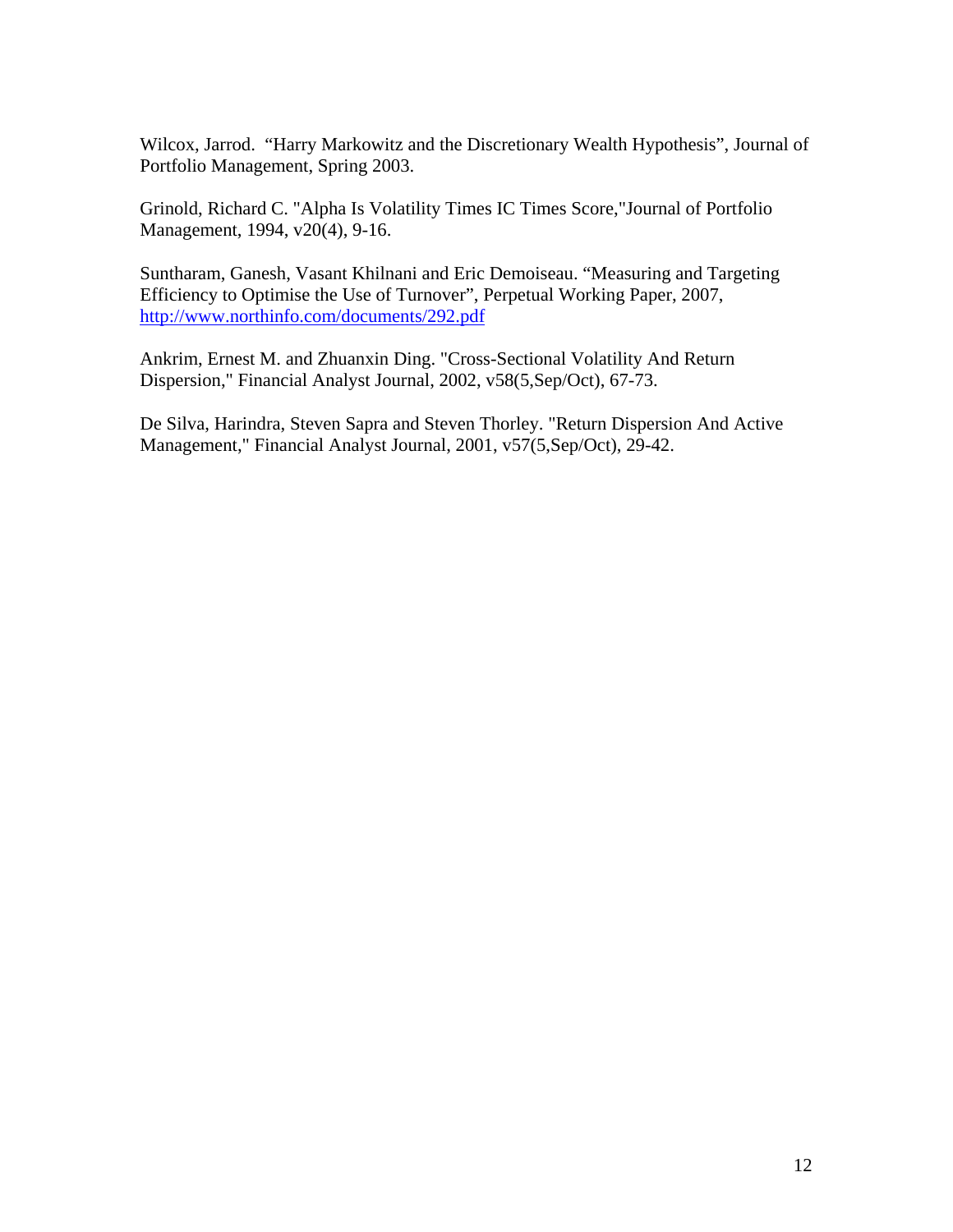Wilcox, Jarrod. "Harry Markowitz and the Discretionary Wealth Hypothesis", Journal of Portfolio Management, Spring 2003.

Grinold, Richard C. "Alpha Is Volatility Times IC Times Score,"Journal of Portfolio Management, 1994, v20(4), 9-16.

Suntharam, Ganesh, Vasant Khilnani and Eric Demoiseau. "Measuring and Targeting Efficiency to Optimise the Use of Turnover", Perpetual Working Paper, 2007, http://www.northinfo.com/documents/292.pdf

Ankrim, Ernest M. and Zhuanxin Ding. "Cross-Sectional Volatility And Return Dispersion," Financial Analyst Journal, 2002, v58(5,Sep/Oct), 67-73.

De Silva, Harindra, Steven Sapra and Steven Thorley. "Return Dispersion And Active Management," Financial Analyst Journal, 2001, v57(5,Sep/Oct), 29-42.